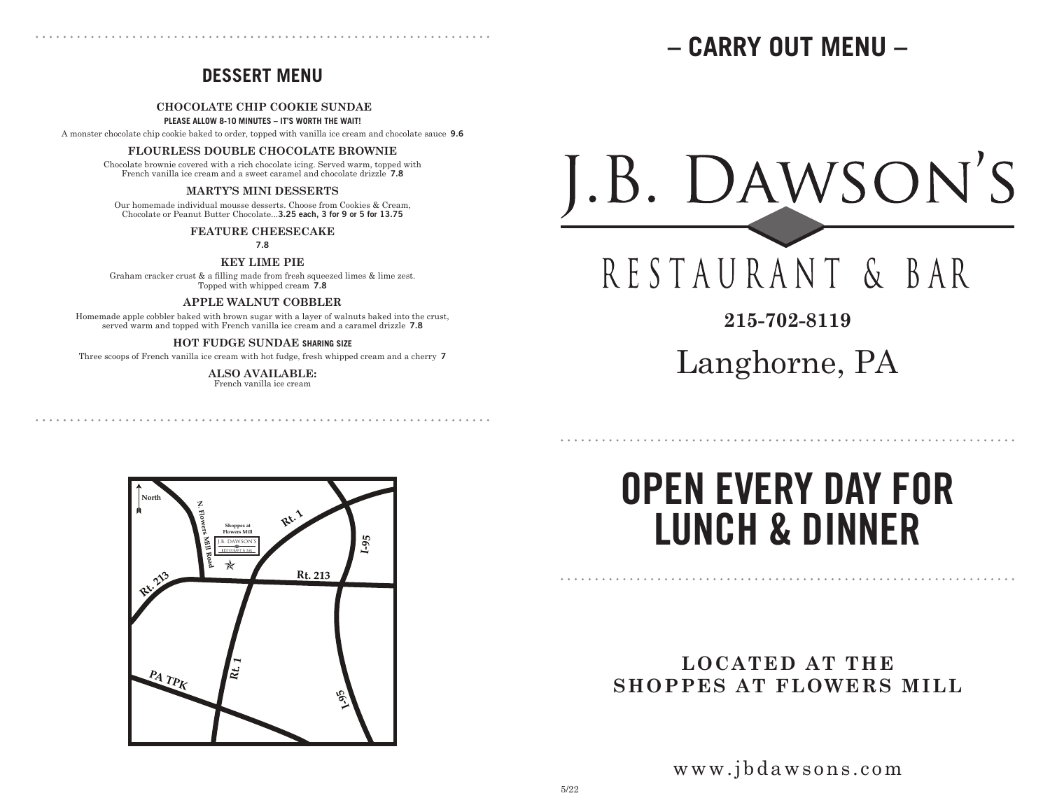## DESSERT MENU

**CHOCOLATE CHIP COOKIE SUNDAE**

**PLEASE ALLOW 8-10 MINUTES – IT'S WORTH THE WAIT!**

A monster chocolate chip cookie baked to order, topped with vanilla ice cream and chocolate sauce **9.6**

**FLOURLESS DOUBLE CHOCOLATE BROWNIE**

Chocolate brownie covered with a rich chocolate icing. Served warm, topped with French vanilla ice cream and a sweet caramel and chocolate drizzle **7.8**

**MARTY'S MINI DESSERTS**

Our homemade individual mousse desserts. Choose from Cookies & Cream, Chocolate or Peanut Butter Chocolate...**3.25 each, 3 for 9 or 5 for 13.75**

**FEATURE CHEESECAKE**

**7.8**

**KEY LIME PIE**

Graham cracker crust & a filling made from fresh squeezed limes & lime zest. Topped with whipped cream **7.8**

**APPLE WALNUT COBBLER**

Homemade apple cobbler baked with brown sugar with a layer of walnuts baked into the crust, served warm and topped with French vanilla ice cream and a caramel drizzle **7.8**

**HOT FUDGE SUNDAE SHARING SIZE**

Three scoops of French vanilla ice cream with hot fudge, fresh whipped cream and a cherry **7**

**ALSO AVAILABLE:**

French vanilla ice cream

North

N. Flowers Mill Road

Shoppes at Flowers Mill

J.B. DAWSON'S RESTAURANT & BAR

Rt. 1

I-95

Rt. 213

Rt. 213

Rt. 1

PA TPK

I-95

# – CARRY OUT MENU –

# J.B. DAWSON'S

## RESTAURANT & BAR

**215-702-8119**

Langhorne, PA

# OPEN EVERY DAY FOR LUNCH & DINNER

**LOCATED AT THE SHOPPES AT FLOWERS MILL**

www.jbdawsons.com

5/22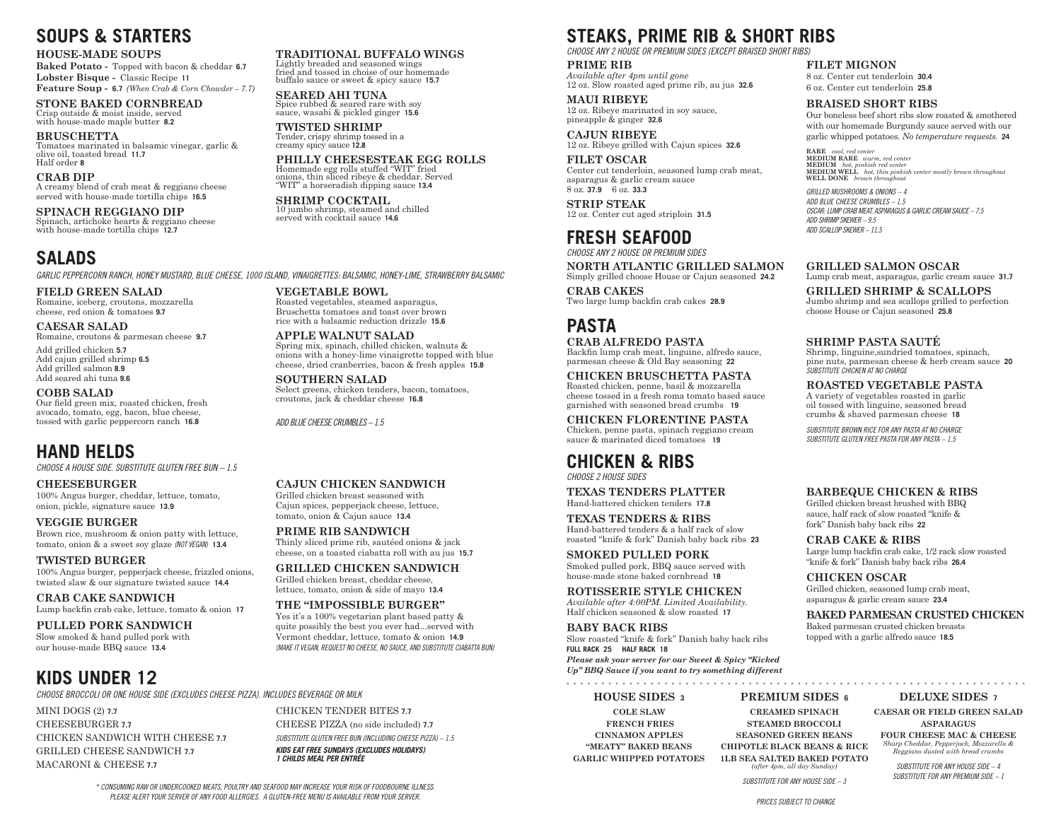# SOUPS & STARTERS

### HOUSE-MADE SOUPS

**Baked Potato -** Topped with bacon & cheddar **6.7**
**Lobster Bisque -** Classic Recipe **11**
**Feature Soup - 6.7** *(When Crab & Corn Chowder – 7.7)*

### STONE BAKED CORNBREAD

Crisp outside & moist inside, served with house-made maple butter **8.2**

### BRUSCHETTA

Tomatoes marinated in balsamic vinegar, garlic & olive oil, toasted bread **11.7**
Half order **8**

### CRAB DIP

A creamy blend of crab meat & reggiano cheese served with house-made tortilla chips **16.5**

### SPINACH REGGIANO DIP

Spinach, artichoke hearts & reggiano cheese with house-made tortilla chips **12.7**

### TRADITIONAL BUFFALO WINGS

Lightly breaded and seasoned wings fried and tossed in choise of our homemade buffalo sauce or sweet & spicy sauce **15.7**

### SEARED AHI TUNA

Spice rubbed & seared rare with soy sauce, wasabi & pickled ginger **15.6**

### TWISTED SHRIMP

Tender, crispy shrimp tossed in a creamy spicy sauce **12.8**

### PHILLY CHEESESTEAK EGG ROLLS

Homemade egg rolls stuffed "WIT" fried onions, thin sliced ribeye & cheddar. Served "WIT" a horseradish dipping sauce **13.4**

### SHRIMP COCKTAIL

10 jumbo shrimp, steamed and chilled served with cocktail sauce **14.6**

# SALADS

*GARLIC PEPPERCORN RANCH, HONEY MUSTARD, BLUE CHEESE, 1000 ISLAND, VINAIGRETTES: BALSAMIC, HONEY-LIME, STRAWBERRY BALSAMIC*

### FIELD GREEN SALAD

Romaine, iceberg, croutons, mozzarella cheese, red onion & tomatoes **9.7**

### CAESAR SALAD

Romaine, croutons & parmesan cheese **9.7**

Add grilled chicken **5.7**
Add cajun grilled shrimp **6.5**
Add grilled salmon **8.9**
Add seared ahi tuna **9.6**

### COBB SALAD

Our field green mix, roasted chicken, fresh avocado, tomato, egg, bacon, blue cheese, tossed with garlic peppercorn ranch **16.8**

### VEGETABLE BOWL

Roasted vegetables, steamed asparagus, Bruschetta tomatoes and toast over brown rice with a balsamic reduction drizzle **15.6**

### APPLE WALNUT SALAD

Spring mix, spinach, chilled chicken, walnuts & onions with a honey-lime vinaigrette topped with blue cheese, dried cranberries, bacon & fresh apples **15.8**

### SOUTHERN SALAD

Select greens, chicken tenders, bacon, tomatoes, croutons, jack & cheddar cheese **16.8**

*ADD BLUE CHEESE CRUMBLES – 1.5*

# HAND HELDS

*CHOOSE A HOUSE SIDE. SUBSTITUTE GLUTEN FREE BUN – 1.5*

### CHEESEBURGER

100% Angus burger, cheddar, lettuce, tomato, onion, pickle, signature sauce **13.9**

### VEGGIE BURGER

Brown rice, mushroom & onion patty with lettuce, tomato, onion & a sweet soy glaze *(NOT VEGAN)* **13.4**

### TWISTED BURGER

100% Angus burger, pepperjack cheese, frizzled onions, twisted slaw & our signature twisted sauce **14.4**

### CRAB CAKE SANDWICH

Lump backfin crab cake, lettuce, tomato & onion **17**

### PULLED PORK SANDWICH

Slow smoked & hand pulled pork with our house-made BBQ sauce **13.4**

### CAJUN CHICKEN SANDWICH

Grilled chicken breast seasoned with Cajun spices, pepperjack cheese, lettuce, tomato, onion & Cajun sauce **13.4**

### PRIME RIB SANDWICH

Thinly sliced prime rib, sautéed onions & jack cheese, on a toasted ciabatta roll with au jus **15.7**

### GRILLED CHICKEN SANDWICH

Grilled chicken breast, cheddar cheese, lettuce, tomato, onion & side of mayo **13.4**

### THE "IMPOSSIBLE BURGER"

Yes it's a 100% vegetarian plant based patty & quite possibly the best you ever had...served with Vermont cheddar, lettuce, tomato & onion **14.9**
*(MAKE IT VEGAN, REQUEST NO CHEESE, NO SAUCE, AND SUBSTITUTE CIABATTA BUN)*

# KIDS UNDER 12

*CHOOSE BROCCOLI OR ONE HOUSE SIDE (EXCLUDES CHEESE PIZZA). INCLUDES BEVERAGE OR MILK*

MINI DOGS (2) **7.7**
CHEESEBURGER **7.7**
CHICKEN SANDWICH WITH CHEESE **7.7**
GRILLED CHEESE SANDWICH **7.7**
MACARONI & CHEESE **7.7**
CHICKEN TENDER BITES **7.7**
CHEESE PIZZA (no side included) **7.7**

*SUBSTITUTE GLUTEN FREE BUN (INCLUDING CHEESE PIZZA) – 1.5*
***KIDS EAT FREE SUNDAYS (EXCLUDES HOLIDAYS)***
***1 CHILDS MEAL PER ENTRÉE***

# STEAKS, PRIME RIB & SHORT RIBS

*CHOOSE ANY 2 HOUSE OR PREMIUM SIDES (EXCEPT BRAISED SHORT RIBS)*

### PRIME RIB

*Available after 4pm until gone*
12 oz. Slow roasted aged prime rib, au jus **32.6**

### MAUI RIBEYE

12 oz. Ribeye marinated in soy sauce, pineapple & ginger **32.6**

### CAJUN RIBEYE

12 oz. Ribeye grilled with Cajun spices **32.6**

### FILET OSCAR

Center cut tenderloin, seasoned lump crab meat, asparagus & garlic cream sauce
8 oz. **37.9** 6 oz. **33.3**

### STRIP STEAK

12 oz. Center cut aged striploin **31.5**

### FILET MIGNON

8 oz. Center cut tenderloin **30.4**
6 oz. Center cut tenderloin **25.8**

### BRAISED SHORT RIBS

Our boneless beef short ribs slow roasted & smothered with our homemade Burgundy sauce served with our garlic whipped potatoes. *No temperature requests.* **24**

**RARE** *cool, red center*
**MEDIUM RARE** *warm, red center*
**MEDIUM** *hot, pinkish red center*
**MEDIUM WELL** *hot, thin pinkish center-mostly brown throughout*
**WELL DONE** *brown throughout*

*GRILLED MUSHROOMS & ONIONS – 4*
*ADD BLUE CHEESE CRUMBLES – 1.5*
*OSCAR: LUMP CRAB MEAT, ASPARAGUS & GARLIC CREAM SAUCE – 7.5*
*ADD SHRIMP SKEWER – 9.5*
*ADD SCALLOP SKEWER – 11.5*

# FRESH SEAFOOD

*CHOOSE ANY 2 HOUSE OR PREMIUM SIDES*

### NORTH ATLANTIC GRILLED SALMON

Simply grilled choose House or Cajun seasoned **24.2**

### CRAB CAKES

Two large lump backfin crab cakes **28.9**

### GRILLED SALMON OSCAR

Lump crab meat, asparagus, garlic cream sauce **31.7**

### GRILLED SHRIMP & SCALLOPS

Jumbo shrimp and sea scallops grilled to perfection choose House or Cajun seasoned **25.8**

# PASTA

### CRAB ALFREDO PASTA

Backfin lump crab meat, linguine, alfredo sauce, parmesan cheese & Old Bay seasoning **22**

### CHICKEN BRUSCHETTA PASTA

Roasted chicken, penne, basil & mozzarella cheese tossed in a fresh roma tomato based sauce garnished with seasoned bread crumbs **19**

### CHICKEN FLORENTINE PASTA

Chicken, penne pasta, spinach reggiano cream sauce & marinated diced tomatoes **19**

### SHRIMP PASTA SAUTÉ

Shrimp, linguine,sundried tomatoes, spinach, pine nuts, parmesan cheese & herb cream sauce **20**
*SUBSTITUTE CHICKEN AT NO CHARGE*

### ROASTED VEGETABLE PASTA

A variety of vegetables roasted in garlic oil tossed with linguine, seasoned bread crumbs & shaved parmesan cheese **18**

*SUBSTITUTE BROWN RICE FOR ANY PASTA AT NO CHARGE*
*SUBSTITUTE GLUTEN FREE PASTA FOR ANY PASTA – 1.5*

# CHICKEN & RIBS

*CHOOSE 2 HOUSE SIDES*

### TEXAS TENDERS PLATTER

Hand-battered chicken tenders **17.8**

### TEXAS TENDERS & RIBS

Hand-battered tenders & a half rack of slow roasted "knife & fork" Danish baby back ribs **23**

### SMOKED PULLED PORK

Smoked pulled pork, BBQ sauce served with house-made stone baked cornbread **18**

### ROTISSERIE STYLE CHICKEN

*Available after 4:00PM. Limited Availability.*
Half chicken seasoned & slow roasted **17**

### BABY BACK RIBS

Slow roasted "knife & fork" Danish baby back ribs
**FULL RACK 25 HALF RACK 18**
***Please ask your server for our Sweet & Spicy "Kicked Up" BBQ Sauce if you want to try something different***

### BARBEQUE CHICKEN & RIBS

Grilled chicken breast brushed with BBQ sauce, half rack of slow roasted "knife & fork" Danish baby back ribs **22**

### CRAB CAKE & RIBS

Large lump backfin crab cake, 1/2 rack slow roasted "knife & fork" Danish baby back ribs **26.4**

### CHICKEN OSCAR

Grilled chicken, seasoned lump crab meat, asparagus & garlic cream sauce **23.4**

### BAKED PARMESAN CRUSTED CHICKEN

Baked parmesan crusted chicken breasts topped with a garlic alfredo sauce **18.5**

### HOUSE SIDES 3

COLE SLAW
FRENCH FRIES
CINNAMON APPLES
"MEATY" BAKED BEANS
GARLIC WHIPPED POTATOES

### PREMIUM SIDES 6

CREAMED SPINACH
STEAMED BROCCOLI
SEASONED GREEN BEANS
CHIPOTLE BLACK BEANS & RICE
1LB SEA SALTED BAKED POTATO
*(after 4pm, all day Sunday)*

*SUBSTITUTE FOR ANY HOUSE SIDE – 3*

### DELUXE SIDES 7

CAESAR OR FIELD GREEN SALAD
ASPARAGUS
FOUR CHEESE MAC & CHEESE
*Sharp Cheddar, Pepperjack, Mozzarella & Reggiano dusted with bread crumbs*

*SUBSTITUTE FOR ANY HOUSE SIDE – 4*
*SUBSTITUTE FOR ANY PREMIUM SIDE – 1*

*\* CONSUMING RAW OR UNDERCOOKED MEATS, POULTRY AND SEAFOOD MAY INCREASE YOUR RISK OF FOODBOURNE ILLNESS. PLEASE ALERT YOUR SERVER OF ANY FOOD ALLERGIES. A GLUTEN-FREE MENU IS AVAILABLE FROM YOUR SERVER.*

*PRICES SUBJECT TO CHANGE*